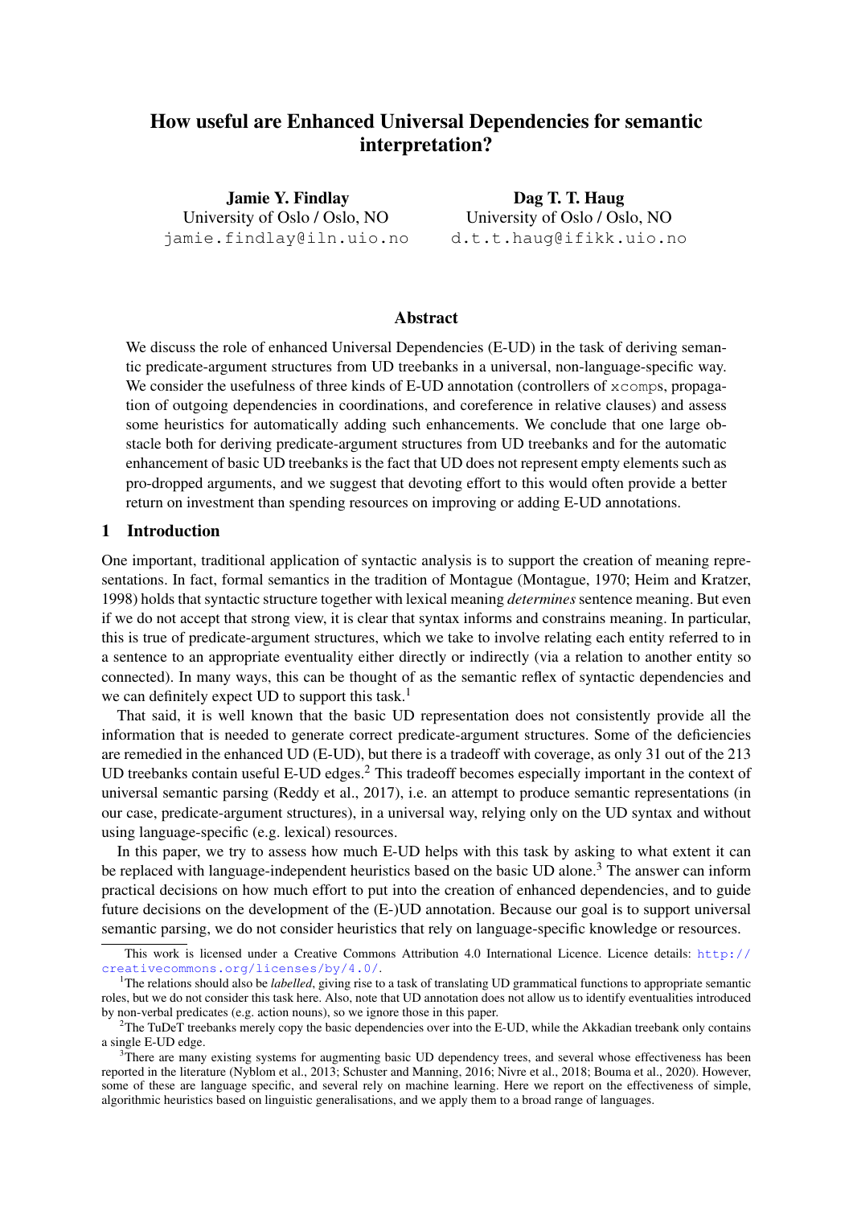# How useful are Enhanced Universal Dependencies for semantic interpretation?

**Jamie Y. Findlay**
University of Oslo / Oslo, NO
jamie.findlay@iln.uio.no

**Dag T. T. Haug**
University of Oslo / Oslo, NO
d.t.t.haug@ifikk.uio.no

## Abstract

We discuss the role of enhanced Universal Dependencies (E-UD) in the task of deriving semantic predicate-argument structures from UD treebanks in a universal, non-language-specific way. We consider the usefulness of three kinds of E-UD annotation (controllers of `xcomp`s, propagation of outgoing dependencies in coordinations, and coreference in relative clauses) and assess some heuristics for automatically adding such enhancements. We conclude that one large obstacle both for deriving predicate-argument structures from UD treebanks and for the automatic enhancement of basic UD treebanks is the fact that UD does not represent empty elements such as pro-dropped arguments, and we suggest that devoting effort to this would often provide a better return on investment than spending resources on improving or adding E-UD annotations.

## 1 Introduction

One important, traditional application of syntactic analysis is to support the creation of meaning representations. In fact, formal semantics in the tradition of Montague (Montague, 1970; Heim and Kratzer, 1998) holds that syntactic structure together with lexical meaning *determines* sentence meaning. But even if we do not accept that strong view, it is clear that syntax informs and constrains meaning. In particular, this is true of predicate-argument structures, which we take to involve relating each entity referred to in a sentence to an appropriate eventuality either directly or indirectly (via a relation to another entity so connected). In many ways, this can be thought of as the semantic reflex of syntactic dependencies and we can definitely expect UD to support this task.[1]

That said, it is well known that the basic UD representation does not consistently provide all the information that is needed to generate correct predicate-argument structures. Some of the deficiencies are remedied in the enhanced UD (E-UD), but there is a tradeoff with coverage, as only 31 out of the 213 UD treebanks contain useful E-UD edges.[2] This tradeoff becomes especially important in the context of universal semantic parsing (Reddy et al., 2017), i.e. an attempt to produce semantic representations (in our case, predicate-argument structures), in a universal way, relying only on the UD syntax and without using language-specific (e.g. lexical) resources.

In this paper, we try to assess how much E-UD helps with this task by asking to what extent it can be replaced with language-independent heuristics based on the basic UD alone.[3] The answer can inform practical decisions on how much effort to put into the creation of enhanced dependencies, and to guide future decisions on the development of the (E-)UD annotation. Because our goal is to support universal semantic parsing, we do not consider heuristics that rely on language-specific knowledge or resources.

This work is licensed under a Creative Commons Attribution 4.0 International Licence. Licence details: http://creativecommons.org/licenses/by/4.0/.

[1] The relations should also be *labelled*, giving rise to a task of translating UD grammatical functions to appropriate semantic roles, but we do not consider this task here. Also, note that UD annotation does not allow us to identify eventualities introduced by non-verbal predicates (e.g. action nouns), so we ignore those in this paper.

[2] The TuDeT treebanks merely copy the basic dependencies over into the E-UD, while the Akkadian treebank only contains a single E-UD edge.

[3] There are many existing systems for augmenting basic UD dependency trees, and several whose effectiveness has been reported in the literature (Nyblom et al., 2013; Schuster and Manning, 2016; Nivre et al., 2018; Bouma et al., 2020). However, some of these are language specific, and several rely on machine learning. Here we report on the effectiveness of simple, algorithmic heuristics based on linguistic generalisations, and we apply them to a broad range of languages.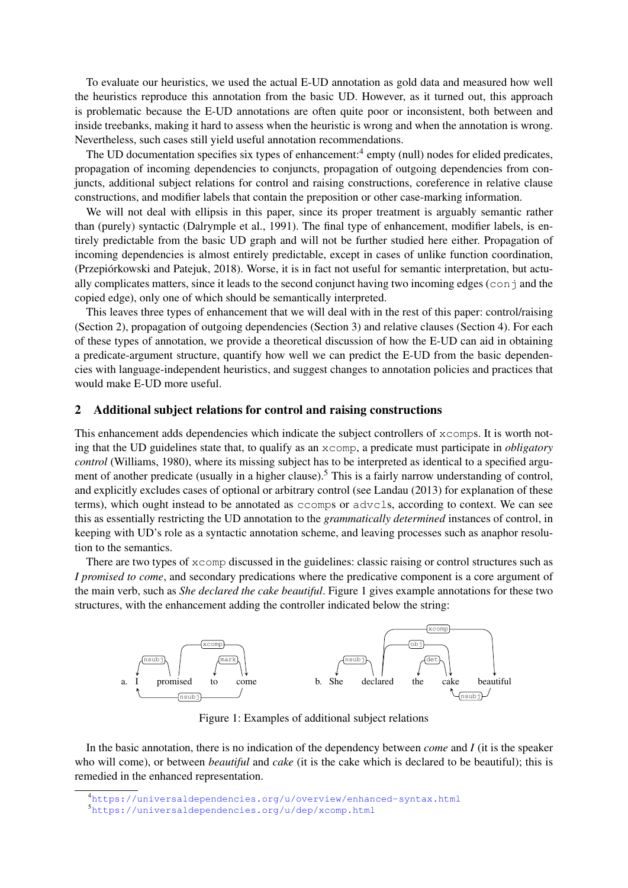To evaluate our heuristics, we used the actual E-UD annotation as gold data and measured how well the heuristics reproduce this annotation from the basic UD. However, as it turned out, this approach is problematic because the E-UD annotations are often quite poor or inconsistent, both between and inside treebanks, making it hard to assess when the heuristic is wrong and when the annotation is wrong. Nevertheless, such cases still yield useful annotation recommendations.

The UD documentation specifies six types of enhancement:[4] empty (null) nodes for elided predicates, propagation of incoming dependencies to conjuncts, propagation of outgoing dependencies from conjuncts, additional subject relations for control and raising constructions, coreference in relative clause constructions, and modifier labels that contain the preposition or other case-marking information.

We will not deal with ellipsis in this paper, since its proper treatment is arguably semantic rather than (purely) syntactic (Dalrymple et al., 1991). The final type of enhancement, modifier labels, is entirely predictable from the basic UD graph and will not be further studied here either. Propagation of incoming dependencies is almost entirely predictable, except in cases of unlike function coordination, (Przepiórkowski and Patejuk, 2018). Worse, it is in fact not useful for semantic interpretation, but actually complicates matters, since it leads to the second conjunct having two incoming edges (`conj` and the copied edge), only one of which should be semantically interpreted.

This leaves three types of enhancement that we will deal with in the rest of this paper: control/raising (Section 2), propagation of outgoing dependencies (Section 3) and relative clauses (Section 4). For each of these types of annotation, we provide a theoretical discussion of how the E-UD can aid in obtaining a predicate-argument structure, quantify how well we can predict the E-UD from the basic dependencies with language-independent heuristics, and suggest changes to annotation policies and practices that would make E-UD more useful.

## 2 Additional subject relations for control and raising constructions

This enhancement adds dependencies which indicate the subject controllers of `xcomp`s. It is worth noting that the UD guidelines state that, to qualify as an `xcomp`, a predicate must participate in *obligatory control* (Williams, 1980), where its missing subject has to be interpreted as identical to a specified argument of another predicate (usually in a higher clause).[5] This is a fairly narrow understanding of control, and explicitly excludes cases of optional or arbitrary control (see Landau (2013) for explanation of these terms), which ought instead to be annotated as `ccomp`s or `advcl`s, according to context. We can see this as essentially restricting the UD annotation to the *grammatically determined* instances of control, in keeping with UD's role as a syntactic annotation scheme, and leaving processes such as anaphor resolution to the semantics.

There are two types of `xcomp` discussed in the guidelines: classic raising or control structures such as *I promised to come*, and secondary predications where the predicative component is a core argument of the main verb, such as *She declared the cake beautiful*. Figure 1 gives example annotations for these two structures, with the enhancement adding the controller indicated below the string:

a. I promised to come (nsubj: promised → I; xcomp: promised → come; mark: come → to; enhanced nsubj: come → I)

b. She declared the cake beautiful (nsubj: declared → She; obj: declared → cake; xcomp: declared → beautiful; det: cake → the; enhanced nsubj: beautiful → cake)

Figure 1: Examples of additional subject relations

In the basic annotation, there is no indication of the dependency between *come* and *I* (it is the speaker who will come), or between *beautiful* and *cake* (it is the cake which is declared to be beautiful); this is remedied in the enhanced representation.

[4] https://universaldependencies.org/u/overview/enhanced-syntax.html

[5] https://universaldependencies.org/u/dep/xcomp.html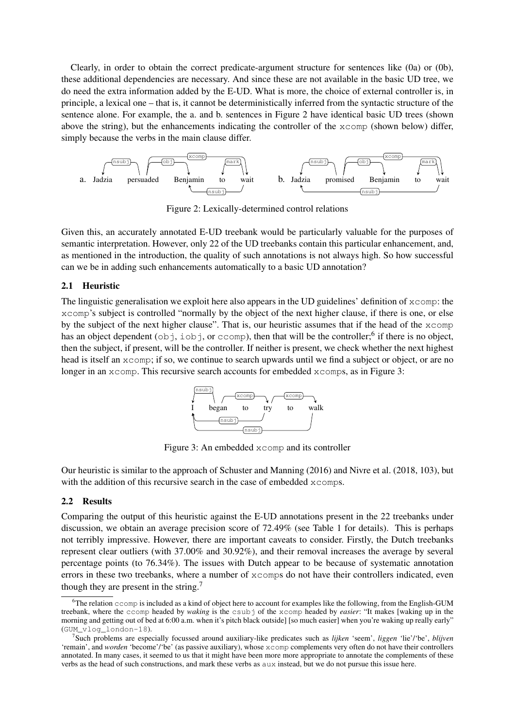Clearly, in order to obtain the correct predicate-argument structure for sentences like (0a) or (0b), these additional dependencies are necessary. And since these are not available in the basic UD tree, we do need the extra information added by the E-UD. What is more, the choice of external controller is, in principle, a lexical one – that is, it cannot be deterministically inferred from the syntactic structure of the sentence alone. For example, the a. and b. sentences in Figure 2 have identical basic UD trees (shown above the string), but the enhancements indicating the controller of the `xcomp` (shown below) differ, simply because the verbs in the main clause differ.

a. Jadzia persuaded Benjamin to wait        b. Jadzia promised Benjamin to wait

Figure 2: Lexically-determined control relations

Given this, an accurately annotated E-UD treebank would be particularly valuable for the purposes of semantic interpretation. However, only 22 of the UD treebanks contain this particular enhancement, and, as mentioned in the introduction, the quality of such annotations is not always high. So how successful can we be in adding such enhancements automatically to a basic UD annotation?

## 2.1 Heuristic

The linguistic generalisation we exploit here also appears in the UD guidelines' definition of `xcomp`: the `xcomp`'s subject is controlled "normally by the object of the next higher clause, if there is one, or else by the subject of the next higher clause". That is, our heuristic assumes that if the head of the `xcomp` has an object dependent (`obj`, `iobj`, or `ccomp`), then that will be the controller;[6] if there is no object, then the subject, if present, will be the controller. If neither is present, we check whether the next highest head is itself an `xcomp`; if so, we continue to search upwards until we find a subject or object, or are no longer in an `xcomp`. This recursive search accounts for embedded `xcomp`s, as in Figure 3:

I began to try to walk

Figure 3: An embedded `xcomp` and its controller

Our heuristic is similar to the approach of Schuster and Manning (2016) and Nivre et al. (2018, 103), but with the addition of this recursive search in the case of embedded `xcomp`s.

## 2.2 Results

Comparing the output of this heuristic against the E-UD annotations present in the 22 treebanks under discussion, we obtain an average precision score of 72.49% (see Table 1 for details). This is perhaps not terribly impressive. However, there are important caveats to consider. Firstly, the Dutch treebanks represent clear outliers (with 37.00% and 30.92%), and their removal increases the average by several percentage points (to 76.34%). The issues with Dutch appear to be because of systematic annotation errors in these two treebanks, where a number of `xcomp`s do not have their controllers indicated, even though they are present in the string.[7]

---

[6] The relation `ccomp` is included as a kind of object here to account for examples like the following, from the English-GUM treebank, where the `ccomp` headed by *waking* is the `csubj` of the `xcomp` headed by *easier*: "It makes [waking up in the morning and getting out of bed at 6:00 a.m. when it's pitch black outside] [so much easier] when you're waking up really early" (`GUM_vlog_london-18`).

[7] Such problems are especially focussed around auxiliary-like predicates such as *lijken* 'seem', *liggen* 'lie'/'be', *blijven* 'remain', and *worden* 'become'/'be' (as passive auxiliary), whose `xcomp` complements very often do not have their controllers annotated. In many cases, it seemed to us that it might have been more more appropriate to annotate the complements of these verbs as the head of such constructions, and mark these verbs as `aux` instead, but we do not pursue this issue here.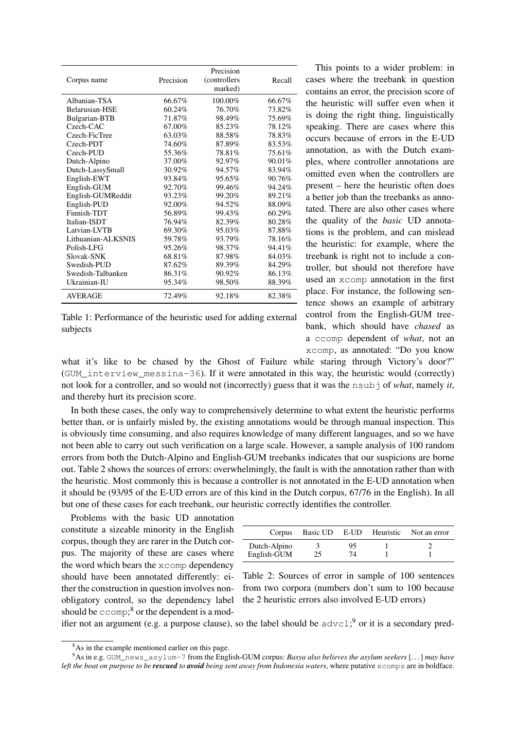| Corpus name | Precision | Precision (controllers marked) | Recall |
|---|---|---|---|
| Albanian-TSA | 66.67% | 100.00% | 66.67% |
| Belarusian-HSE | 60.24% | 76.70% | 73.82% |
| Bulgarian-BTB | 71.87% | 98.49% | 75.69% |
| Czech-CAC | 67.00% | 85.23% | 78.12% |
| Czech-FicTree | 63.03% | 88.58% | 78.83% |
| Czech-PDT | 74.60% | 87.89% | 83.53% |
| Czech-PUD | 55.36% | 78.81% | 75.61% |
| Dutch-Alpino | 37.00% | 92.97% | 90.01% |
| Dutch-LassySmall | 30.92% | 94.57% | 83.94% |
| English-EWT | 93.84% | 95.65% | 90.76% |
| English-GUM | 92.70% | 99.46% | 94.24% |
| English-GUMReddit | 93.23% | 99.20% | 89.21% |
| English-PUD | 92.00% | 94.52% | 88.09% |
| Finnish-TDT | 56.89% | 99.43% | 60.29% |
| Italian-ISDT | 76.94% | 82.39% | 80.28% |
| Latvian-LVTB | 69.30% | 95.03% | 87.88% |
| Lithuanian-ALKSNIS | 59.78% | 93.79% | 78.16% |
| Polish-LFG | 95.26% | 98.37% | 94.41% |
| Slovak-SNK | 68.81% | 87.98% | 84.03% |
| Swedish-PUD | 87.62% | 89.39% | 84.29% |
| Swedish-Talbanken | 86.31% | 90.92% | 86.13% |
| Ukrainian-IU | 95.34% | 98.50% | 88.39% |
| AVERAGE | 72.49% | 92.18% | 82.38% |

Table 1: Performance of the heuristic used for adding external subjects

This points to a wider problem: in cases where the treebank in question contains an error, the precision score of the heuristic will suffer even when it is doing the right thing, linguistically speaking. There are cases where this occurs because of errors in the E-UD annotation, as with the Dutch examples, where controller annotations are omitted even when the controllers are present – here the heuristic often does a better job than the treebanks as annotated. There are also other cases where the quality of the *basic* UD annotations is the problem, and can mislead the heuristic: for example, where the treebank is right not to include a controller, but should not therefore have used an `xcomp` annotation in the first place. For instance, the following sentence shows an example of arbitrary control from the English-GUM treebank, which should have *chased* as a `ccomp` dependent of *what*, not an `xcomp`, as annotated: "Do you know what it's like to be chased by the Ghost of Failure while staring through Victory's door?" (`GUM_interview_messina-36`). If it were annotated in this way, the heuristic would (correctly) not look for a controller, and so would not (incorrectly) guess that it was the `nsubj` of *what*, namely *it*, and thereby hurt its precision score.

In both these cases, the only way to comprehensively determine to what extent the heuristic performs better than, or is unfairly misled by, the existing annotations would be through manual inspection. This is obviously time consuming, and also requires knowledge of many different languages, and so we have not been able to carry out such verification on a large scale. However, a sample analysis of 100 random errors from both the Dutch-Alpino and English-GUM treebanks indicates that our suspicions are borne out. Table 2 shows the sources of errors: overwhelmingly, the fault is with the annotation rather than with the heuristic. Most commonly this is because a controller is not annotated in the E-UD annotation when it should be (93/95 of the E-UD errors are of this kind in the Dutch corpus, 67/76 in the English). In all but one of these cases for each treebank, our heuristic correctly identifies the controller.

| Corpus | Basic UD | E-UD | Heuristic | Not an error |
|---|---|---|---|---|
| Dutch-Alpino | 3 | 95 | 1 | 2 |
| English-GUM | 25 | 74 | 1 | 1 |

Table 2: Sources of error in sample of 100 sentences from two corpora (numbers don't sum to 100 because the 2 heuristic errors also involved E-UD errors)

Problems with the basic UD annotation constitute a sizeable minority in the English corpus, though they are rarer in the Dutch corpus. The majority of these are cases where the word which bears the `xcomp` dependency should have been annotated differently: either the construction in question involves non-obligatory control, so the dependency label should be `ccomp`;[8] or the dependent is a modifier not an argument (e.g. a purpose clause), so the label should be `advcl`;[9] or it is a secondary pred-

[8]As in the example mentioned earlier on this page.

[9]As in e.g. `GUM_news_asylum-7` from the English-GUM corpus: *Basya also believes the asylum seekers* [...] *may have left the boat on purpose to be* ***rescued*** *to* ***avoid*** *being sent away from Indonesia waters*, where putative `xcomps` are in boldface.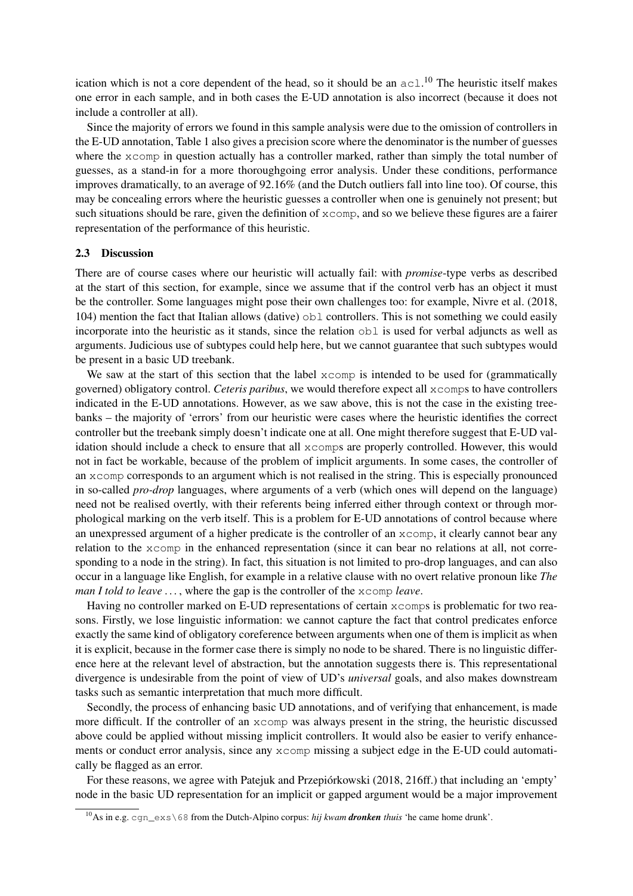ication which is not a core dependent of the head, so it should be an `acl`.[10] The heuristic itself makes one error in each sample, and in both cases the E-UD annotation is also incorrect (because it does not include a controller at all).

Since the majority of errors we found in this sample analysis were due to the omission of controllers in the E-UD annotation, Table 1 also gives a precision score where the denominator is the number of guesses where the `xcomp` in question actually has a controller marked, rather than simply the total number of guesses, as a stand-in for a more thoroughgoing error analysis. Under these conditions, performance improves dramatically, to an average of 92.16% (and the Dutch outliers fall into line too). Of course, this may be concealing errors where the heuristic guesses a controller when one is genuinely not present; but such situations should be rare, given the definition of `xcomp`, and so we believe these figures are a fairer representation of the performance of this heuristic.

### 2.3 Discussion

There are of course cases where our heuristic will actually fail: with *promise*-type verbs as described at the start of this section, for example, since we assume that if the control verb has an object it must be the controller. Some languages might pose their own challenges too: for example, Nivre et al. (2018, 104) mention the fact that Italian allows (dative) `obl` controllers. This is not something we could easily incorporate into the heuristic as it stands, since the relation `obl` is used for verbal adjuncts as well as arguments. Judicious use of subtypes could help here, but we cannot guarantee that such subtypes would be present in a basic UD treebank.

We saw at the start of this section that the label `xcomp` is intended to be used for (grammatically governed) obligatory control. *Ceteris paribus*, we would therefore expect all `xcomp`s to have controllers indicated in the E-UD annotations. However, as we saw above, this is not the case in the existing treebanks – the majority of 'errors' from our heuristic were cases where the heuristic identifies the correct controller but the treebank simply doesn't indicate one at all. One might therefore suggest that E-UD validation should include a check to ensure that all `xcomp`s are properly controlled. However, this would not in fact be workable, because of the problem of implicit arguments. In some cases, the controller of an `xcomp` corresponds to an argument which is not realised in the string. This is especially pronounced in so-called *pro-drop* languages, where arguments of a verb (which ones will depend on the language) need not be realised overtly, with their referents being inferred either through context or through morphological marking on the verb itself. This is a problem for E-UD annotations of control because where an unexpressed argument of a higher predicate is the controller of an `xcomp`, it clearly cannot bear any relation to the `xcomp` in the enhanced representation (since it can bear no relations at all, not corresponding to a node in the string). In fact, this situation is not limited to pro-drop languages, and can also occur in a language like English, for example in a relative clause with no overt relative pronoun like *The man I told to leave* . . . , where the gap is the controller of the `xcomp` *leave*.

Having no controller marked on E-UD representations of certain `xcomp`s is problematic for two reasons. Firstly, we lose linguistic information: we cannot capture the fact that control predicates enforce exactly the same kind of obligatory coreference between arguments when one of them is implicit as when it is explicit, because in the former case there is simply no node to be shared. There is no linguistic difference here at the relevant level of abstraction, but the annotation suggests there is. This representational divergence is undesirable from the point of view of UD's *universal* goals, and also makes downstream tasks such as semantic interpretation that much more difficult.

Secondly, the process of enhancing basic UD annotations, and of verifying that enhancement, is made more difficult. If the controller of an `xcomp` was always present in the string, the heuristic discussed above could be applied without missing implicit controllers. It would also be easier to verify enhancements or conduct error analysis, since any `xcomp` missing a subject edge in the E-UD could automatically be flagged as an error.

For these reasons, we agree with Patejuk and Przepiórkowski (2018, 216ff.) that including an 'empty' node in the basic UD representation for an implicit or gapped argument would be a major improvement

---

[10] As in e.g. `cgn_exs\68` from the Dutch-Alpino corpus: *hij kwam **dronken** thuis* 'he came home drunk'.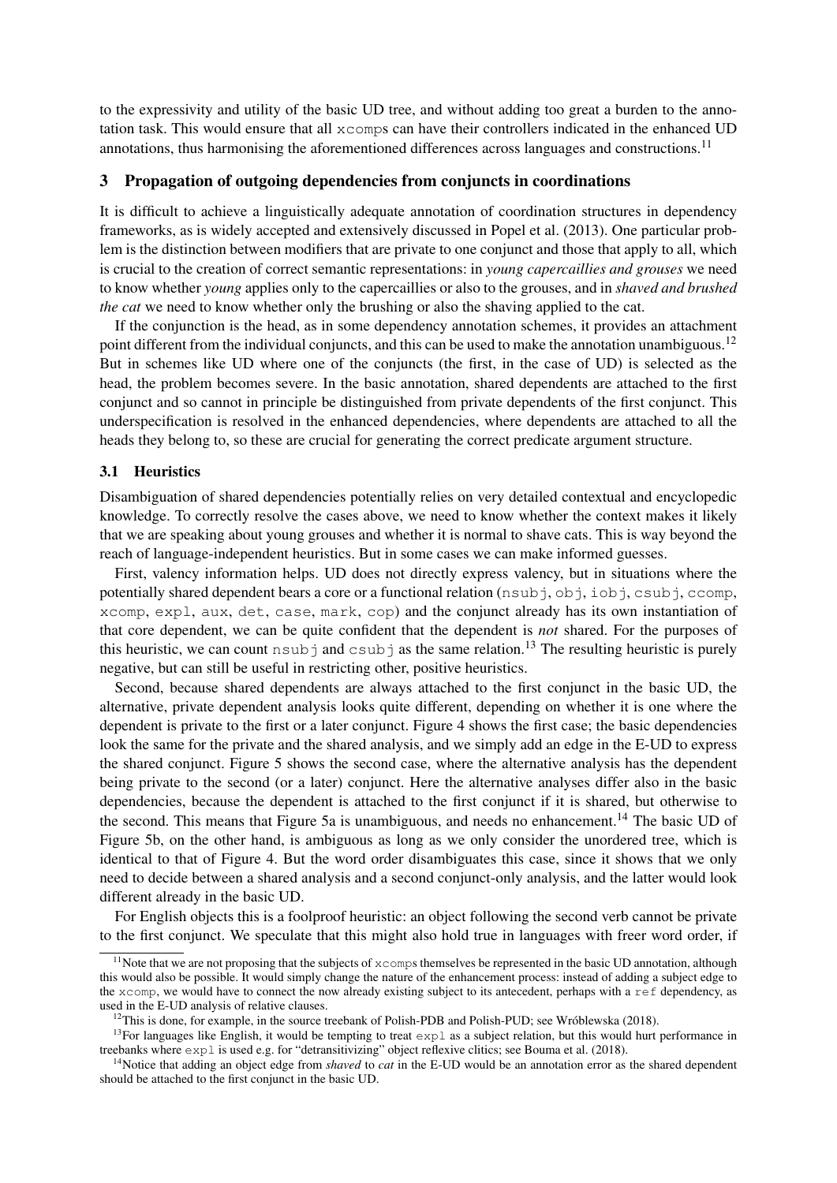to the expressivity and utility of the basic UD tree, and without adding too great a burden to the annotation task. This would ensure that all xcomps can have their controllers indicated in the enhanced UD annotations, thus harmonising the aforementioned differences across languages and constructions.[11]

## 3 Propagation of outgoing dependencies from conjuncts in coordinations

It is difficult to achieve a linguistically adequate annotation of coordination structures in dependency frameworks, as is widely accepted and extensively discussed in Popel et al. (2013). One particular problem is the distinction between modifiers that are private to one conjunct and those that apply to all, which is crucial to the creation of correct semantic representations: in *young capercaillies and grouses* we need to know whether *young* applies only to the capercaillies or also to the grouses, and in *shaved and brushed the cat* we need to know whether only the brushing or also the shaving applied to the cat.

If the conjunction is the head, as in some dependency annotation schemes, it provides an attachment point different from the individual conjuncts, and this can be used to make the annotation unambiguous.[12] But in schemes like UD where one of the conjuncts (the first, in the case of UD) is selected as the head, the problem becomes severe. In the basic annotation, shared dependents are attached to the first conjunct and so cannot in principle be distinguished from private dependents of the first conjunct. This underspecification is resolved in the enhanced dependencies, where dependents are attached to all the heads they belong to, so these are crucial for generating the correct predicate argument structure.

### 3.1 Heuristics

Disambiguation of shared dependencies potentially relies on very detailed contextual and encyclopedic knowledge. To correctly resolve the cases above, we need to know whether the context makes it likely that we are speaking about young grouses and whether it is normal to shave cats. This is way beyond the reach of language-independent heuristics. But in some cases we can make informed guesses.

First, valency information helps. UD does not directly express valency, but in situations where the potentially shared dependent bears a core or a functional relation (nsubj, obj, iobj, csubj, ccomp, xcomp, expl, aux, det, case, mark, cop) and the conjunct already has its own instantiation of that core dependent, we can be quite confident that the dependent is *not* shared. For the purposes of this heuristic, we can count nsubj and csubj as the same relation.[13] The resulting heuristic is purely negative, but can still be useful in restricting other, positive heuristics.

Second, because shared dependents are always attached to the first conjunct in the basic UD, the alternative, private dependent analysis looks quite different, depending on whether it is one where the dependent is private to the first or a later conjunct. Figure 4 shows the first case; the basic dependencies look the same for the private and the shared analysis, and we simply add an edge in the E-UD to express the shared conjunct. Figure 5 shows the second case, where the alternative analysis has the dependent being private to the second (or a later) conjunct. Here the alternative analyses differ also in the basic dependencies, because the dependent is attached to the first conjunct if it is shared, but otherwise to the second. This means that Figure 5a is unambiguous, and needs no enhancement.[14] The basic UD of Figure 5b, on the other hand, is ambiguous as long as we only consider the unordered tree, which is identical to that of Figure 4. But the word order disambiguates this case, since it shows that we only need to decide between a shared analysis and a second conjunct-only analysis, and the latter would look different already in the basic UD.

For English objects this is a foolproof heuristic: an object following the second verb cannot be private to the first conjunct. We speculate that this might also hold true in languages with freer word order, if

[11] Note that we are not proposing that the subjects of xcomps themselves be represented in the basic UD annotation, although this would also be possible. It would simply change the nature of the enhancement process: instead of adding a subject edge to the xcomp, we would have to connect the now already existing subject to its antecedent, perhaps with a ref dependency, as used in the E-UD analysis of relative clauses.

[12] This is done, for example, in the source treebank of Polish-PDB and Polish-PUD; see Wróblewska (2018).

[13] For languages like English, it would be tempting to treat expl as a subject relation, but this would hurt performance in treebanks where expl is used e.g. for "detransitivizing" object reflexive clitics; see Bouma et al. (2018).

[14] Notice that adding an object edge from *shaved* to *cat* in the E-UD would be an annotation error as the shared dependent should be attached to the first conjunct in the basic UD.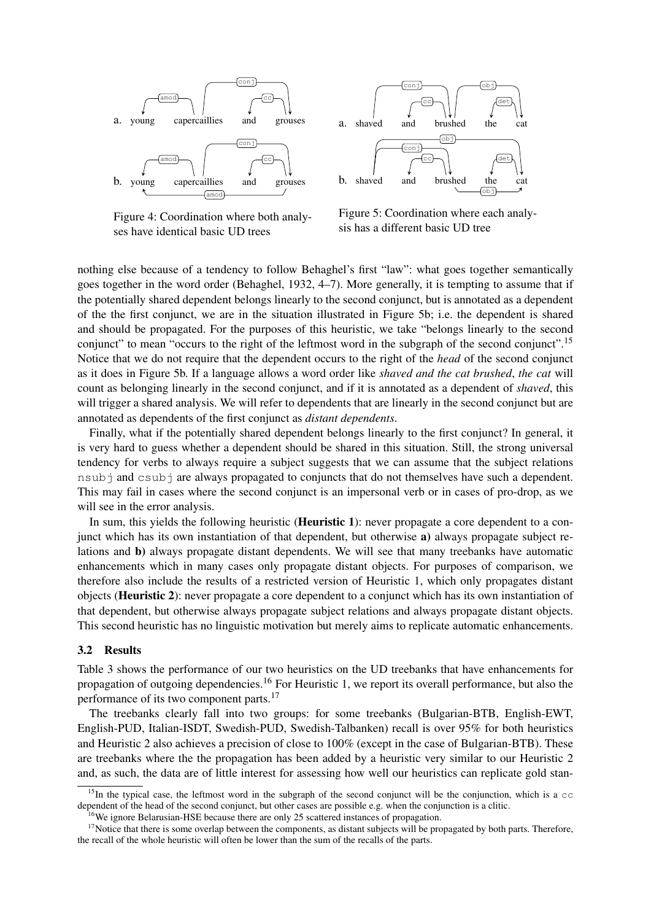Figure 4: Coordination where both analyses have identical basic UD trees

Figure 5: Coordination where each analysis has a different basic UD tree

nothing else because of a tendency to follow Behaghel's first "law": what goes together semantically goes together in the word order (Behaghel, 1932, 4–7). More generally, it is tempting to assume that if the potentially shared dependent belongs linearly to the second conjunct, but is annotated as a dependent of the the first conjunct, we are in the situation illustrated in Figure 5b; i.e. the dependent is shared and should be propagated. For the purposes of this heuristic, we take "belongs linearly to the second conjunct" to mean "occurs to the right of the leftmost word in the subgraph of the second conjunct".[15] Notice that we do not require that the dependent occurs to the right of the *head* of the second conjunct as it does in Figure 5b. If a language allows a word order like *shaved and the cat brushed*, *the cat* will count as belonging linearly in the second conjunct, and if it is annotated as a dependent of *shaved*, this will trigger a shared analysis. We will refer to dependents that are linearly in the second conjunct but are annotated as dependents of the first conjunct as *distant dependents*.

Finally, what if the potentially shared dependent belongs linearly to the first conjunct? In general, it is very hard to guess whether a dependent should be shared in this situation. Still, the strong universal tendency for verbs to always require a subject suggests that we can assume that the subject relations `nsubj` and `csubj` are always propagated to conjuncts that do not themselves have such a dependent. This may fail in cases where the second conjunct is an impersonal verb or in cases of pro-drop, as we will see in the error analysis.

In sum, this yields the following heuristic (**Heuristic 1**): never propagate a core dependent to a conjunct which has its own instantiation of that dependent, but otherwise **a)** always propagate subject relations and **b)** always propagate distant dependents. We will see that many treebanks have automatic enhancements which in many cases only propagate distant objects. For purposes of comparison, we therefore also include the results of a restricted version of Heuristic 1, which only propagates distant objects (**Heuristic 2**): never propagate a core dependent to a conjunct which has its own instantiation of that dependent, but otherwise always propagate subject relations and always propagate distant objects. This second heuristic has no linguistic motivation but merely aims to replicate automatic enhancements.

### 3.2 Results

Table 3 shows the performance of our two heuristics on the UD treebanks that have enhancements for propagation of outgoing dependencies.[16] For Heuristic 1, we report its overall performance, but also the performance of its two component parts.[17]

The treebanks clearly fall into two groups: for some treebanks (Bulgarian-BTB, English-EWT, English-PUD, Italian-ISDT, Swedish-PUD, Swedish-Talbanken) recall is over 95% for both heuristics and Heuristic 2 also achieves a precision of close to 100% (except in the case of Bulgarian-BTB). These are treebanks where the the propagation has been added by a heuristic very similar to our Heuristic 2 and, as such, the data are of little interest for assessing how well our heuristics can replicate gold stan-

[15] In the typical case, the leftmost word in the subgraph of the second conjunct will be the conjunction, which is a `cc` dependent of the head of the second conjunct, but other cases are possible e.g. when the conjunction is a clitic.

[16] We ignore Belarusian-HSE because there are only 25 scattered instances of propagation.

[17] Notice that there is some overlap between the components, as distant subjects will be propagated by both parts. Therefore, the recall of the whole heuristic will often be lower than the sum of the recalls of the parts.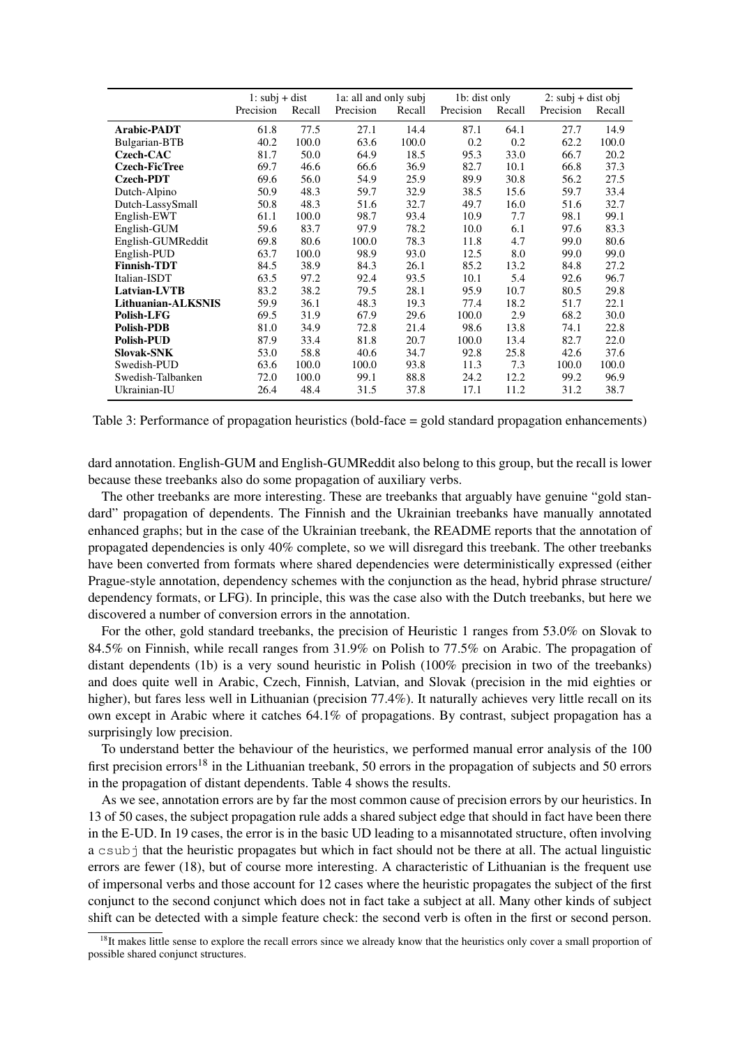| | 1: subj + dist | | 1a: all and only subj | | 1b: dist only | | 2: subj + dist obj | |
|---|---|---|---|---|---|---|---|---|
| | Precision | Recall | Precision | Recall | Precision | Recall | Precision | Recall |
| **Arabic-PADT** | 61.8 | 77.5 | 27.1 | 14.4 | 87.1 | 64.1 | 27.7 | 14.9 |
| Bulgarian-BTB | 40.2 | 100.0 | 63.6 | 100.0 | 0.2 | 0.2 | 62.2 | 100.0 |
| **Czech-CAC** | 81.7 | 50.0 | 64.9 | 18.5 | 95.3 | 33.0 | 66.7 | 20.2 |
| **Czech-FicTree** | 69.7 | 46.6 | 66.6 | 36.9 | 82.7 | 10.1 | 66.8 | 37.3 |
| **Czech-PDT** | 69.6 | 56.0 | 54.9 | 25.9 | 89.9 | 30.8 | 56.2 | 27.5 |
| Dutch-Alpino | 50.9 | 48.3 | 59.7 | 32.9 | 38.5 | 15.6 | 59.7 | 33.4 |
| Dutch-LassySmall | 50.8 | 48.3 | 51.6 | 32.7 | 49.7 | 16.0 | 51.6 | 32.7 |
| English-EWT | 61.1 | 100.0 | 98.7 | 93.4 | 10.9 | 7.7 | 98.1 | 99.1 |
| English-GUM | 59.6 | 83.7 | 97.9 | 78.2 | 10.0 | 6.1 | 97.6 | 83.3 |
| English-GUMReddit | 69.8 | 80.6 | 100.0 | 78.3 | 11.8 | 4.7 | 99.0 | 80.6 |
| English-PUD | 63.7 | 100.0 | 98.9 | 93.0 | 12.5 | 8.0 | 99.0 | 99.0 |
| **Finnish-TDT** | 84.5 | 38.9 | 84.3 | 26.1 | 85.2 | 13.2 | 84.8 | 27.2 |
| Italian-ISDT | 63.5 | 97.2 | 92.4 | 93.5 | 10.1 | 5.4 | 92.6 | 96.7 |
| **Latvian-LVTB** | 83.2 | 38.2 | 79.5 | 28.1 | 95.9 | 10.7 | 80.5 | 29.8 |
| **Lithuanian-ALKSNIS** | 59.9 | 36.1 | 48.3 | 19.3 | 77.4 | 18.2 | 51.7 | 22.1 |
| **Polish-LFG** | 69.5 | 31.9 | 67.9 | 29.6 | 100.0 | 2.9 | 68.2 | 30.0 |
| **Polish-PDB** | 81.0 | 34.9 | 72.8 | 21.4 | 98.6 | 13.8 | 74.1 | 22.8 |
| **Polish-PUD** | 87.9 | 33.4 | 81.8 | 20.7 | 100.0 | 13.4 | 82.7 | 22.0 |
| **Slovak-SNK** | 53.0 | 58.8 | 40.6 | 34.7 | 92.8 | 25.8 | 42.6 | 37.6 |
| Swedish-PUD | 63.6 | 100.0 | 100.0 | 93.8 | 11.3 | 7.3 | 100.0 | 100.0 |
| Swedish-Talbanken | 72.0 | 100.0 | 99.1 | 88.8 | 24.2 | 12.2 | 99.2 | 96.9 |
| Ukrainian-IU | 26.4 | 48.4 | 31.5 | 37.8 | 17.1 | 11.2 | 31.2 | 38.7 |

Table 3: Performance of propagation heuristics (bold-face = gold standard propagation enhancements)

dard annotation. English-GUM and English-GUMReddit also belong to this group, but the recall is lower because these treebanks also do some propagation of auxiliary verbs.

The other treebanks are more interesting. These are treebanks that arguably have genuine "gold standard" propagation of dependents. The Finnish and the Ukrainian treebanks have manually annotated enhanced graphs; but in the case of the Ukrainian treebank, the README reports that the annotation of propagated dependencies is only 40% complete, so we will disregard this treebank. The other treebanks have been converted from formats where shared dependencies were deterministically expressed (either Prague-style annotation, dependency schemes with the conjunction as the head, hybrid phrase structure/ dependency formats, or LFG). In principle, this was the case also with the Dutch treebanks, but here we discovered a number of conversion errors in the annotation.

For the other, gold standard treebanks, the precision of Heuristic 1 ranges from 53.0% on Slovak to 84.5% on Finnish, while recall ranges from 31.9% on Polish to 77.5% on Arabic. The propagation of distant dependents (1b) is a very sound heuristic in Polish (100% precision in two of the treebanks) and does quite well in Arabic, Czech, Finnish, Latvian, and Slovak (precision in the mid eighties or higher), but fares less well in Lithuanian (precision 77.4%). It naturally achieves very little recall on its own except in Arabic where it catches 64.1% of propagations. By contrast, subject propagation has a surprisingly low precision.

To understand better the behaviour of the heuristics, we performed manual error analysis of the 100 first precision errors[18] in the Lithuanian treebank, 50 errors in the propagation of subjects and 50 errors in the propagation of distant dependents. Table 4 shows the results.

As we see, annotation errors are by far the most common cause of precision errors by our heuristics. In 13 of 50 cases, the subject propagation rule adds a shared subject edge that should in fact have been there in the E-UD. In 19 cases, the error is in the basic UD leading to a misannotated structure, often involving a `csubj` that the heuristic propagates but which in fact should not be there at all. The actual linguistic errors are fewer (18), but of course more interesting. A characteristic of Lithuanian is the frequent use of impersonal verbs and those account for 12 cases where the heuristic propagates the subject of the first conjunct to the second conjunct which does not in fact take a subject at all. Many other kinds of subject shift can be detected with a simple feature check: the second verb is often in the first or second person.

[18] It makes little sense to explore the recall errors since we already know that the heuristics only cover a small proportion of possible shared conjunct structures.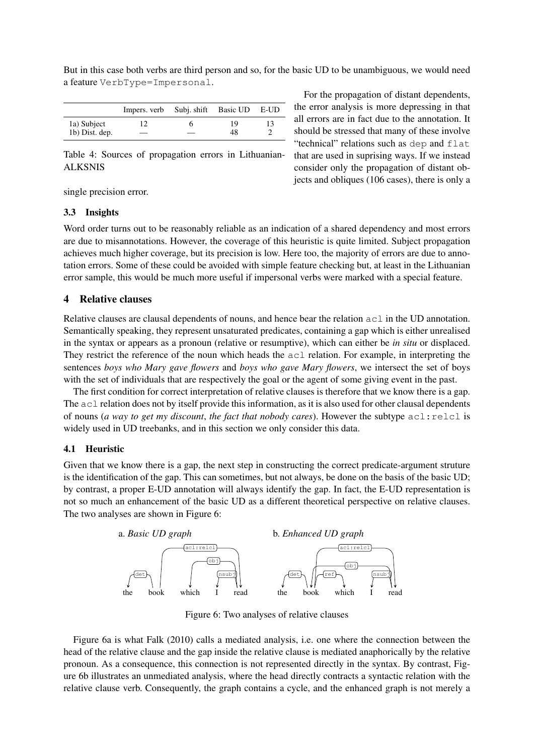But in this case both verbs are third person and so, for the basic UD to be unambiguous, we would need a feature `VerbType=Impersonal`.

| | Impers. verb | Subj. shift | Basic UD | E-UD |
|---|---|---|---|---|
| 1a) Subject | 12 | 6 | 19 | 13 |
| 1b) Dist. dep. | — | — | 48 | 2 |

Table 4: Sources of propagation errors in Lithuanian-ALKSNIS

For the propagation of distant dependents, the error analysis is more depressing in that all errors are in fact due to the annotation. It should be stressed that many of these involve "technical" relations such as `dep` and `flat` that are used in suprising ways. If we instead consider only the propagation of distant objects and obliques (106 cases), there is only a single precision error.

### 3.3 Insights

Word order turns out to be reasonably reliable as an indication of a shared dependency and most errors are due to misannotations. However, the coverage of this heuristic is quite limited. Subject propagation achieves much higher coverage, but its precision is low. Here too, the majority of errors are due to annotation errors. Some of these could be avoided with simple feature checking but, at least in the Lithuanian error sample, this would be much more useful if impersonal verbs were marked with a special feature.

## 4 Relative clauses

Relative clauses are clausal dependents of nouns, and hence bear the relation `acl` in the UD annotation. Semantically speaking, they represent unsaturated predicates, containing a gap which is either unrealised in the syntax or appears as a pronoun (relative or resumptive), which can either be *in situ* or displaced. They restrict the reference of the noun which heads the `acl` relation. For example, in interpreting the sentences *boys who Mary gave flowers* and *boys who gave Mary flowers*, we intersect the set of boys with the set of individuals that are respectively the goal or the agent of some giving event in the past.

The first condition for correct interpretation of relative clauses is therefore that we know there is a gap. The `acl` relation does not by itself provide this information, as it is also used for other clausal dependents of nouns (*a way to get my discount*, *the fact that nobody cares*). However the subtype `acl:relcl` is widely used in UD treebanks, and in this section we only consider this data.

### 4.1 Heuristic

Given that we know there is a gap, the next step in constructing the correct predicate-argument struture is the identification of the gap. This can sometimes, but not always, be done on the basis of the basic UD; by contrast, a proper E-UD annotation will always identify the gap. In fact, the E-UD representation is not so much an enhancement of the basic UD as a different theoretical perspective on relative clauses. The two analyses are shown in Figure 6:

a. *Basic UD graph* — the book which I read (det, acl:relcl, obj, nsubj)

b. *Enhanced UD graph* — the book which I read (det, ref, acl:relcl, obj, nsubj)

Figure 6: Two analyses of relative clauses

Figure 6a is what Falk (2010) calls a mediated analysis, i.e. one where the connection between the head of the relative clause and the gap inside the relative clause is mediated anaphorically by the relative pronoun. As a consequence, this connection is not represented directly in the syntax. By contrast, Figure 6b illustrates an unmediated analysis, where the head directly contracts a syntactic relation with the relative clause verb. Consequently, the graph contains a cycle, and the enhanced graph is not merely a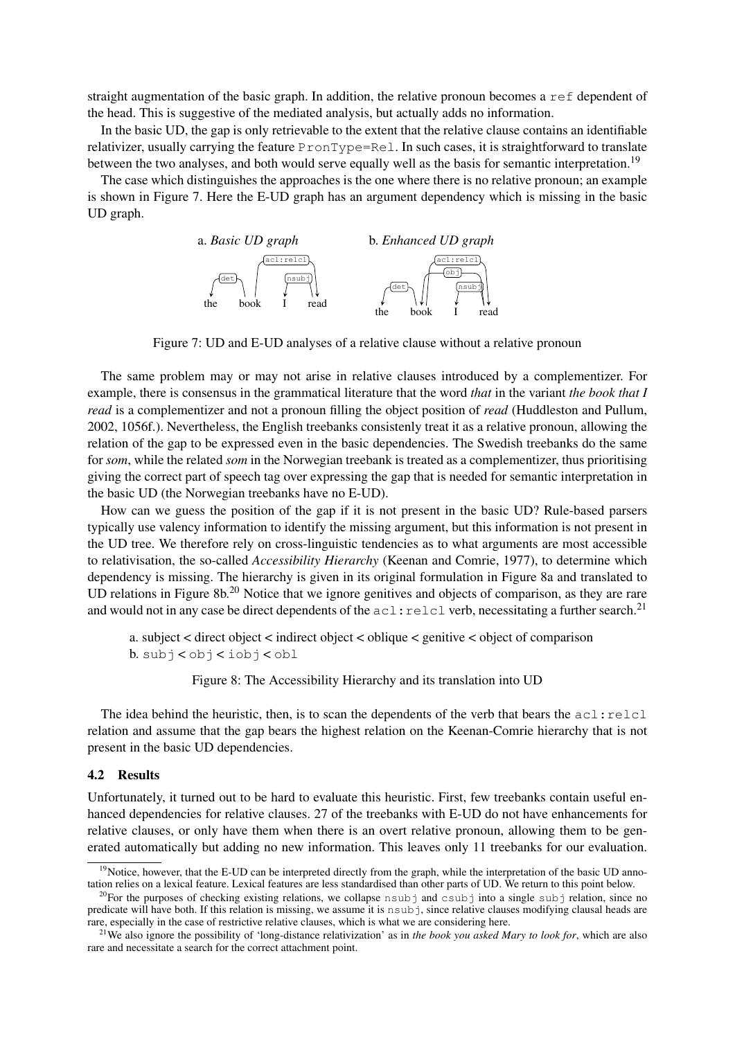straight augmentation of the basic graph. In addition, the relative pronoun becomes a `ref` dependent of the head. This is suggestive of the mediated analysis, but actually adds no information.

In the basic UD, the gap is only retrievable to the extent that the relative clause contains an identifiable relativizer, usually carrying the feature `PronType=Rel`. In such cases, it is straightforward to translate between the two analyses, and both would serve equally well as the basis for semantic interpretation.[19]

The case which distinguishes the approaches is the one where there is no relative pronoun; an example is shown in Figure 7. Here the E-UD graph has an argument dependency which is missing in the basic UD graph.

a. *Basic UD graph* b. *Enhanced UD graph*

Figure 7: UD and E-UD analyses of a relative clause without a relative pronoun

The same problem may or may not arise in relative clauses introduced by a complementizer. For example, there is consensus in the grammatical literature that the word *that* in the variant *the book that I read* is a complementizer and not a pronoun filling the object position of *read* (Huddleston and Pullum, 2002, 1056f.). Nevertheless, the English treebanks consistenly treat it as a relative pronoun, allowing the relation of the gap to be expressed even in the basic dependencies. The Swedish treebanks do the same for *som*, while the related *som* in the Norwegian treebank is treated as a complementizer, thus prioritising giving the correct part of speech tag over expressing the gap that is needed for semantic interpretation in the basic UD (the Norwegian treebanks have no E-UD).

How can we guess the position of the gap if it is not present in the basic UD? Rule-based parsers typically use valency information to identify the missing argument, but this information is not present in the UD tree. We therefore rely on cross-linguistic tendencies as to what arguments are most accessible to relativisation, the so-called *Accessibility Hierarchy* (Keenan and Comrie, 1977), to determine which dependency is missing. The hierarchy is given in its original formulation in Figure 8a and translated to UD relations in Figure 8b.[20] Notice that we ignore genitives and objects of comparison, as they are rare and would not in any case be direct dependents of the `acl:relcl` verb, necessitating a further search.[21]

a. subject < direct object < indirect object < oblique < genitive < object of comparison
b. `subj` < `obj` < `iobj` < `obl`

Figure 8: The Accessibility Hierarchy and its translation into UD

The idea behind the heuristic, then, is to scan the dependents of the verb that bears the `acl:relcl` relation and assume that the gap bears the highest relation on the Keenan-Comrie hierarchy that is not present in the basic UD dependencies.

### 4.2 Results

Unfortunately, it turned out to be hard to evaluate this heuristic. First, few treebanks contain useful enhanced dependencies for relative clauses. 27 of the treebanks with E-UD do not have enhancements for relative clauses, or only have them when there is an overt relative pronoun, allowing them to be generated automatically but adding no new information. This leaves only 11 treebanks for our evaluation.

[19] Notice, however, that the E-UD can be interpreted directly from the graph, while the interpretation of the basic UD annotation relies on a lexical feature. Lexical features are less standardised than other parts of UD. We return to this point below.

[20] For the purposes of checking existing relations, we collapse `nsubj` and `csubj` into a single `subj` relation, since no predicate will have both. If this relation is missing, we assume it is `nsubj`, since relative clauses modifying clausal heads are rare, especially in the case of restrictive relative clauses, which is what we are considering here.

[21] We also ignore the possibility of 'long-distance relativization' as in *the book you asked Mary to look for*, which are also rare and necessitate a search for the correct attachment point.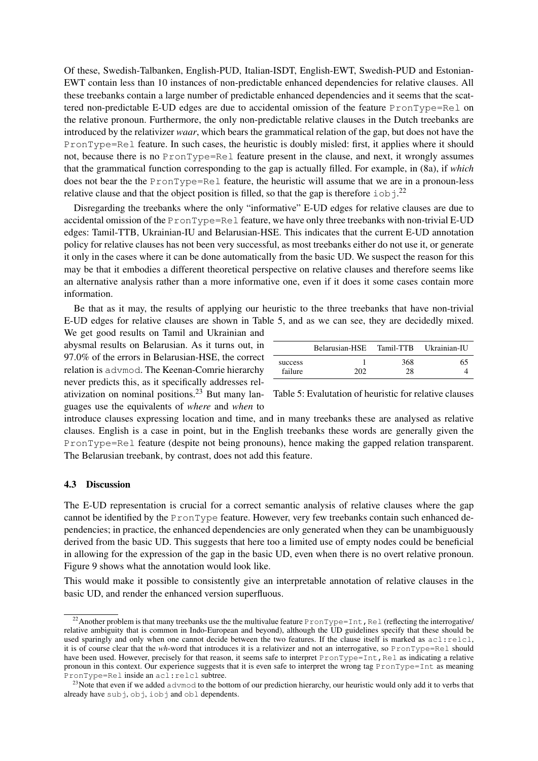Of these, Swedish-Talbanken, English-PUD, Italian-ISDT, English-EWT, Swedish-PUD and Estonian-EWT contain less than 10 instances of non-predictable enhanced dependencies for relative clauses. All these treebanks contain a large number of predictable enhanced dependencies and it seems that the scattered non-predictable E-UD edges are due to accidental omission of the feature `PronType=Rel` on the relative pronoun. Furthermore, the only non-predictable relative clauses in the Dutch treebanks are introduced by the relativizer *waar*, which bears the grammatical relation of the gap, but does not have the `PronType=Rel` feature. In such cases, the heuristic is doubly misled: first, it applies where it should not, because there is no `PronType=Rel` feature present in the clause, and next, it wrongly assumes that the grammatical function corresponding to the gap is actually filled. For example, in (8a), if *which* does not bear the the `PronType=Rel` feature, the heuristic will assume that we are in a pronoun-less relative clause and that the object position is filled, so that the gap is therefore `iobj`.[22]

Disregarding the treebanks where the only "informative" E-UD edges for relative clauses are due to accidental omission of the `PronType=Rel` feature, we have only three treebanks with non-trivial E-UD edges: Tamil-TTB, Ukrainian-IU and Belarusian-HSE. This indicates that the current E-UD annotation policy for relative clauses has not been very successful, as most treebanks either do not use it, or generate it only in the cases where it can be done automatically from the basic UD. We suspect the reason for this may be that it embodies a different theoretical perspective on relative clauses and therefore seems like an alternative analysis rather than a more informative one, even if it does it some cases contain more information.

Be that as it may, the results of applying our heuristic to the three treebanks that have non-trivial E-UD edges for relative clauses are shown in Table 5, and as we can see, they are decidedly mixed. We get good results on Tamil and Ukrainian and abysmal results on Belarusian. As it turns out, in 97.0% of the errors in Belarusian-HSE, the correct relation is `advmod`. The Keenan-Comrie hierarchy never predicts this, as it specifically addresses relativization on nominal positions.[23] But many languages use the equivalents of *where* and *when* to introduce clauses expressing location and time, and in many treebanks these are analysed as relative clauses. English is a case in point, but in the English treebanks these words are generally given the `PronType=Rel` feature (despite not being pronouns), hence making the gapped relation transparent. The Belarusian treebank, by contrast, does not add this feature.

| | Belarusian-HSE | Tamil-TTB | Ukrainian-IU |
|---|---|---|---|
| success | 1 | 368 | 65 |
| failure | 202 | 28 | 4 |

Table 5: Evalutation of heuristic for relative clauses

### 4.3 Discussion

The E-UD representation is crucial for a correct semantic analysis of relative clauses where the gap cannot be identified by the `PronType` feature. However, very few treebanks contain such enhanced dependencies; in practice, the enhanced dependencies are only generated when they can be unambiguously derived from the basic UD. This suggests that here too a limited use of empty nodes could be beneficial in allowing for the expression of the gap in the basic UD, even when there is no overt relative pronoun. Figure 9 shows what the annotation would look like.

This would make it possible to consistently give an interpretable annotation of relative clauses in the basic UD, and render the enhanced version superfluous.

[22] Another problem is that many treebanks use the the multivalue feature `PronType=Int,Rel` (reflecting the interrogative/relative ambiguity that is common in Indo-European and beyond), although the UD guidelines specify that these should be used sparingly and only when one cannot decide between the two features. If the clause itself is marked as `acl:relcl`, it is of course clear that the *wh*-word that introduces it is a relativizer and not an interrogative, so `PronType=Rel` should have been used. However, precisely for that reason, it seems safe to interpret `PronType=Int,Rel` as indicating a relative pronoun in this context. Our experience suggests that it is even safe to interpret the wrong tag `PronType=Int` as meaning `PronType=Rel` inside an `acl:relcl` subtree.

[23] Note that even if we added `advmod` to the bottom of our prediction hierarchy, our heuristic would only add it to verbs that already have `subj`, `obj`, `iobj` and `obl` dependents.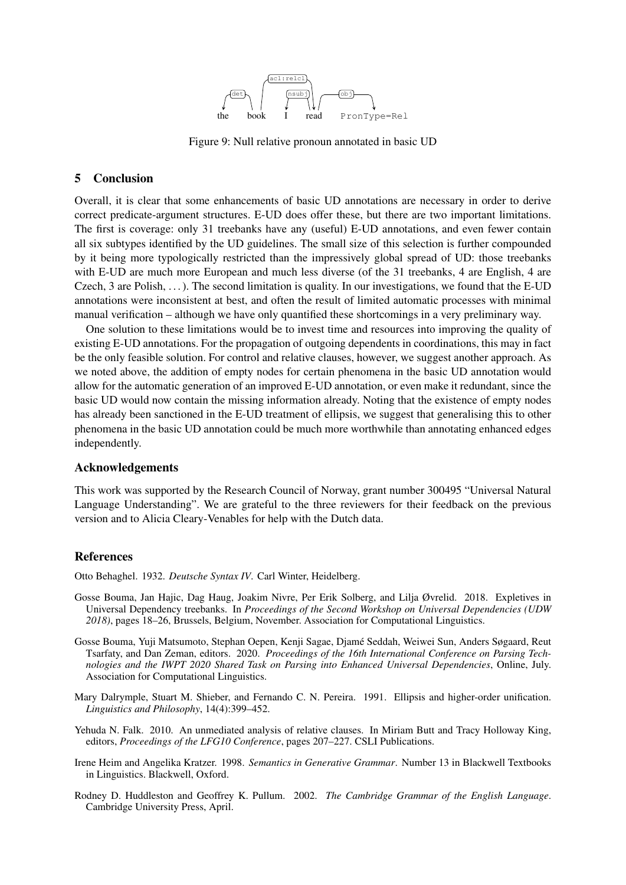Figure 9: Null relative pronoun annotated in basic UD

## 5 Conclusion

Overall, it is clear that some enhancements of basic UD annotations are necessary in order to derive correct predicate-argument structures. E-UD does offer these, but there are two important limitations. The first is coverage: only 31 treebanks have any (useful) E-UD annotations, and even fewer contain all six subtypes identified by the UD guidelines. The small size of this selection is further compounded by it being more typologically restricted than the impressively global spread of UD: those treebanks with E-UD are much more European and much less diverse (of the 31 treebanks, 4 are English, 4 are Czech, 3 are Polish, ...). The second limitation is quality. In our investigations, we found that the E-UD annotations were inconsistent at best, and often the result of limited automatic processes with minimal manual verification – although we have only quantified these shortcomings in a very preliminary way.

One solution to these limitations would be to invest time and resources into improving the quality of existing E-UD annotations. For the propagation of outgoing dependents in coordinations, this may in fact be the only feasible solution. For control and relative clauses, however, we suggest another approach. As we noted above, the addition of empty nodes for certain phenomena in the basic UD annotation would allow for the automatic generation of an improved E-UD annotation, or even make it redundant, since the basic UD would now contain the missing information already. Noting that the existence of empty nodes has already been sanctioned in the E-UD treatment of ellipsis, we suggest that generalising this to other phenomena in the basic UD annotation could be much more worthwhile than annotating enhanced edges independently.

### Acknowledgements

This work was supported by the Research Council of Norway, grant number 300495 "Universal Natural Language Understanding". We are grateful to the three reviewers for their feedback on the previous version and to Alicia Cleary-Venables for help with the Dutch data.

### References

Otto Behaghel. 1932. *Deutsche Syntax IV*. Carl Winter, Heidelberg.

Gosse Bouma, Jan Hajic, Dag Haug, Joakim Nivre, Per Erik Solberg, and Lilja Øvrelid. 2018. Expletives in Universal Dependency treebanks. In *Proceedings of the Second Workshop on Universal Dependencies (UDW 2018)*, pages 18–26, Brussels, Belgium, November. Association for Computational Linguistics.

Gosse Bouma, Yuji Matsumoto, Stephan Oepen, Kenji Sagae, Djamé Seddah, Weiwei Sun, Anders Søgaard, Reut Tsarfaty, and Dan Zeman, editors. 2020. *Proceedings of the 16th International Conference on Parsing Technologies and the IWPT 2020 Shared Task on Parsing into Enhanced Universal Dependencies*, Online, July. Association for Computational Linguistics.

Mary Dalrymple, Stuart M. Shieber, and Fernando C. N. Pereira. 1991. Ellipsis and higher-order unification. *Linguistics and Philosophy*, 14(4):399–452.

Yehuda N. Falk. 2010. An unmediated analysis of relative clauses. In Miriam Butt and Tracy Holloway King, editors, *Proceedings of the LFG10 Conference*, pages 207–227. CSLI Publications.

Irene Heim and Angelika Kratzer. 1998. *Semantics in Generative Grammar*. Number 13 in Blackwell Textbooks in Linguistics. Blackwell, Oxford.

Rodney D. Huddleston and Geoffrey K. Pullum. 2002. *The Cambridge Grammar of the English Language*. Cambridge University Press, April.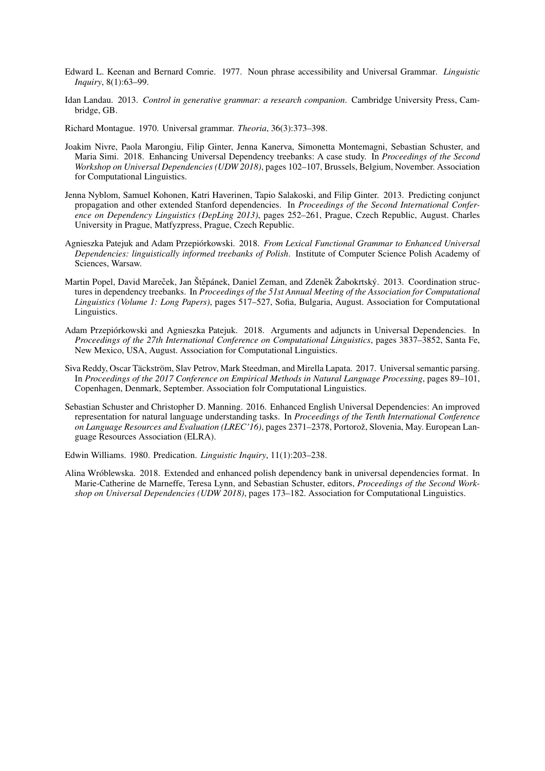Edward L. Keenan and Bernard Comrie. 1977. Noun phrase accessibility and Universal Grammar. *Linguistic Inquiry*, 8(1):63–99.

Idan Landau. 2013. *Control in generative grammar: a research companion*. Cambridge University Press, Cambridge, GB.

Richard Montague. 1970. Universal grammar. *Theoria*, 36(3):373–398.

Joakim Nivre, Paola Marongiu, Filip Ginter, Jenna Kanerva, Simonetta Montemagni, Sebastian Schuster, and Maria Simi. 2018. Enhancing Universal Dependency treebanks: A case study. In *Proceedings of the Second Workshop on Universal Dependencies (UDW 2018)*, pages 102–107, Brussels, Belgium, November. Association for Computational Linguistics.

Jenna Nyblom, Samuel Kohonen, Katri Haverinen, Tapio Salakoski, and Filip Ginter. 2013. Predicting conjunct propagation and other extended Stanford dependencies. In *Proceedings of the Second International Conference on Dependency Linguistics (DepLing 2013)*, pages 252–261, Prague, Czech Republic, August. Charles University in Prague, Matfyzpress, Prague, Czech Republic.

Agnieszka Patejuk and Adam Przepiórkowski. 2018. *From Lexical Functional Grammar to Enhanced Universal Dependencies: linguistically informed treebanks of Polish*. Institute of Computer Science Polish Academy of Sciences, Warsaw.

Martin Popel, David Mareček, Jan Štěpánek, Daniel Zeman, and Zdeněk Žabokrtský. 2013. Coordination structures in dependency treebanks. In *Proceedings of the 51st Annual Meeting of the Association for Computational Linguistics (Volume 1: Long Papers)*, pages 517–527, Sofia, Bulgaria, August. Association for Computational Linguistics.

Adam Przepiórkowski and Agnieszka Patejuk. 2018. Arguments and adjuncts in Universal Dependencies. In *Proceedings of the 27th International Conference on Computational Linguistics*, pages 3837–3852, Santa Fe, New Mexico, USA, August. Association for Computational Linguistics.

Siva Reddy, Oscar Täckström, Slav Petrov, Mark Steedman, and Mirella Lapata. 2017. Universal semantic parsing. In *Proceedings of the 2017 Conference on Empirical Methods in Natural Language Processing*, pages 89–101, Copenhagen, Denmark, September. Association folr Computational Linguistics.

Sebastian Schuster and Christopher D. Manning. 2016. Enhanced English Universal Dependencies: An improved representation for natural language understanding tasks. In *Proceedings of the Tenth International Conference on Language Resources and Evaluation (LREC'16)*, pages 2371–2378, Portorož, Slovenia, May. European Language Resources Association (ELRA).

Edwin Williams. 1980. Predication. *Linguistic Inquiry*, 11(1):203–238.

Alina Wróblewska. 2018. Extended and enhanced polish dependency bank in universal dependencies format. In Marie-Catherine de Marneffe, Teresa Lynn, and Sebastian Schuster, editors, *Proceedings of the Second Workshop on Universal Dependencies (UDW 2018)*, pages 173–182. Association for Computational Linguistics.